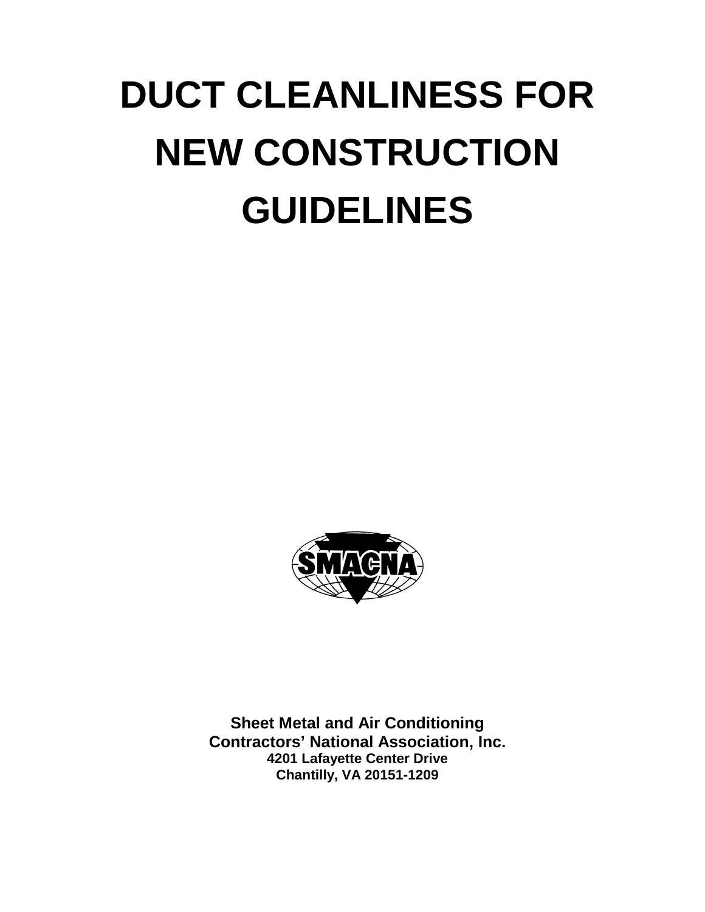# DUCT CLEANLINESS FOR NEW CONSTRUCTION GUIDELINES

**Sheet Metal and Air Conditioning Contractors' National Association, Inc.**
**4201 Lafayette Center Drive**
**Chantilly, VA 20151-1209**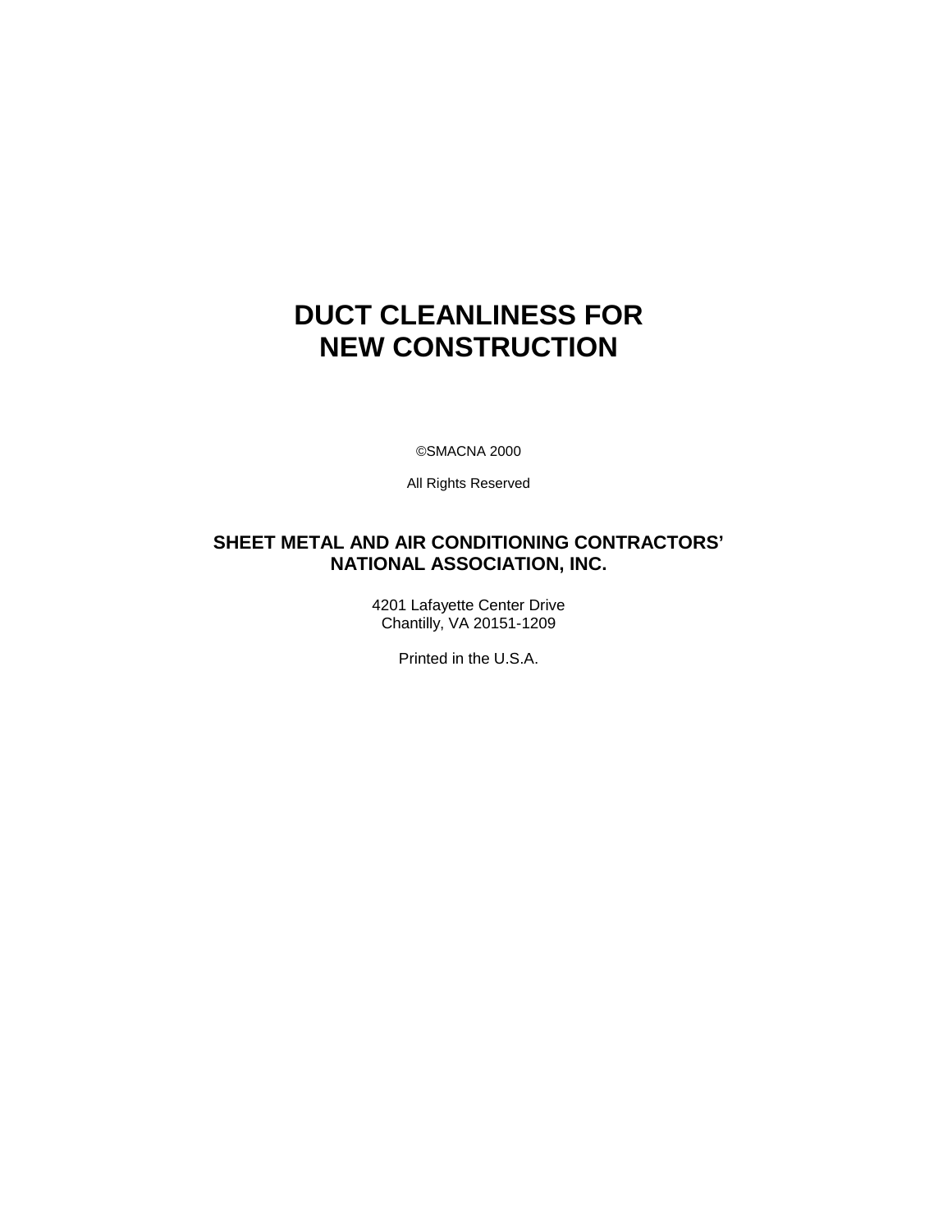# DUCT CLEANLINESS FOR NEW CONSTRUCTION

©SMACNA 2000

All Rights Reserved

**SHEET METAL AND AIR CONDITIONING CONTRACTORS' NATIONAL ASSOCIATION, INC.**

4201 Lafayette Center Drive
Chantilly, VA 20151-1209

Printed in the U.S.A.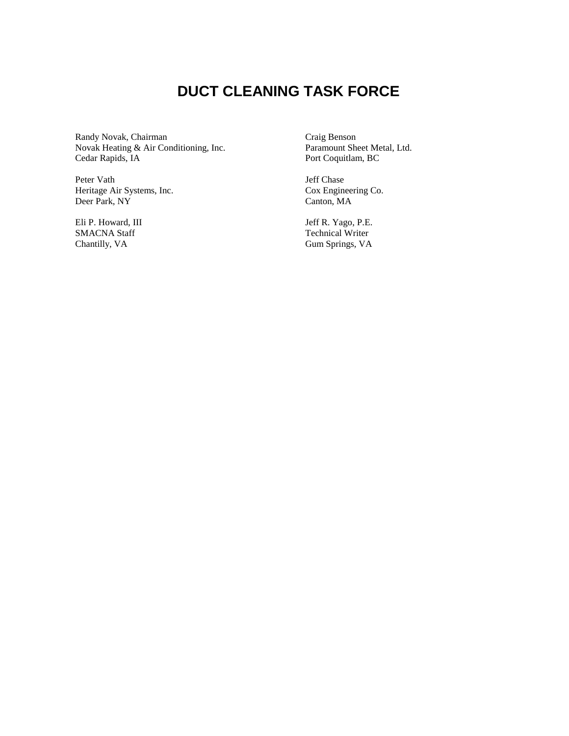# DUCT CLEANING TASK FORCE

Randy Novak, Chairman
Novak Heating & Air Conditioning, Inc.
Cedar Rapids, IA

Craig Benson
Paramount Sheet Metal, Ltd.
Port Coquitlam, BC

Peter Vath
Heritage Air Systems, Inc.
Deer Park, NY

Jeff Chase
Cox Engineering Co.
Canton, MA

Eli P. Howard, III
SMACNA Staff
Chantilly, VA

Jeff R. Yago, P.E.
Technical Writer
Gum Springs, VA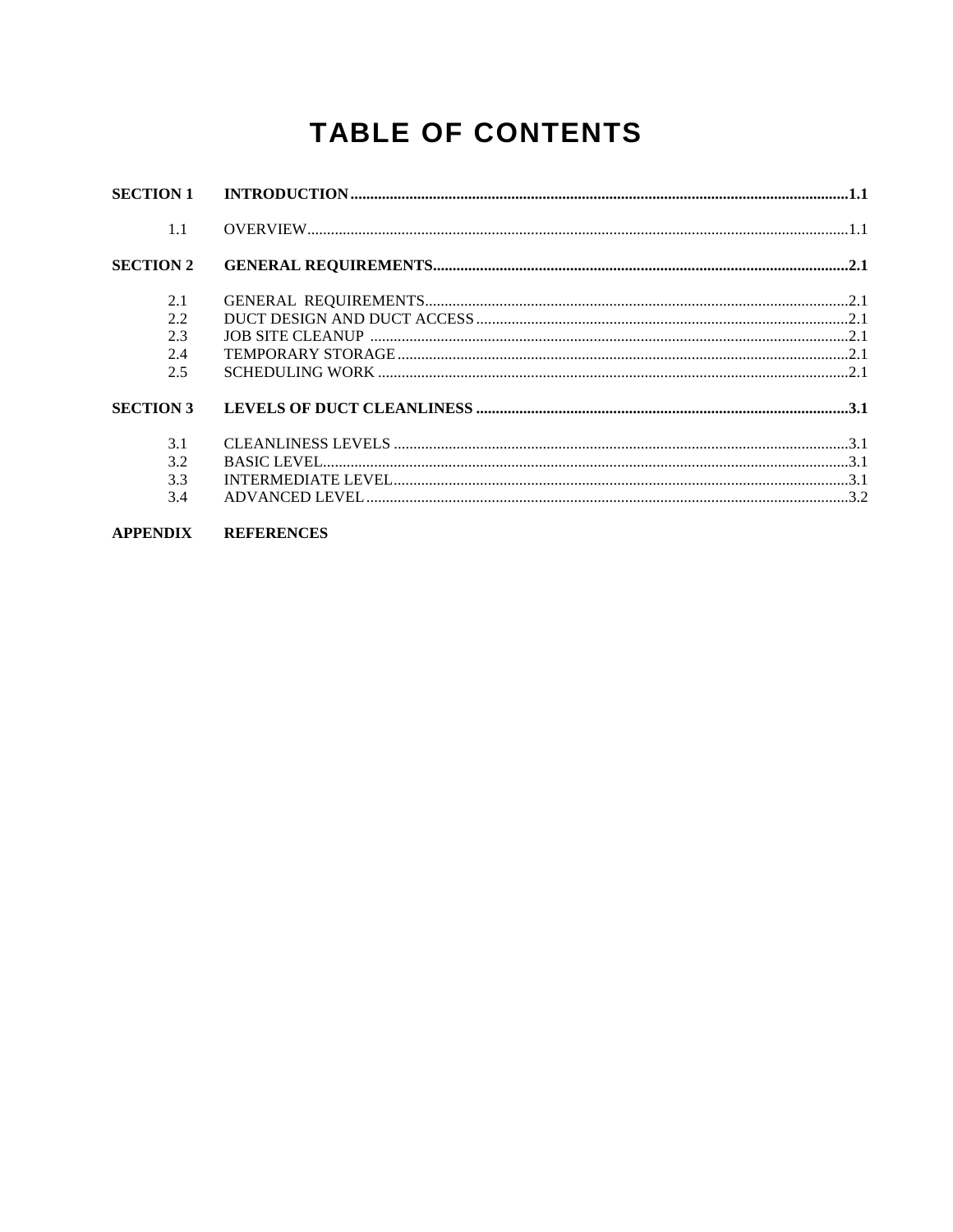# TABLE OF CONTENTS

| | | |
|---|---|---|
| **SECTION 1** | **INTRODUCTION** | **1.1** |
| 1.1 | OVERVIEW | 1.1 |
| **SECTION 2** | **GENERAL REQUIREMENTS** | **2.1** |
| 2.1 | GENERAL REQUIREMENTS | 2.1 |
| 2.2 | DUCT DESIGN AND DUCT ACCESS | 2.1 |
| 2.3 | JOB SITE CLEANUP | 2.1 |
| 2.4 | TEMPORARY STORAGE | 2.1 |
| 2.5 | SCHEDULING WORK | 2.1 |
| **SECTION 3** | **LEVELS OF DUCT CLEANLINESS** | **3.1** |
| 3.1 | CLEANLINESS LEVELS | 3.1 |
| 3.2 | BASIC LEVEL | 3.1 |
| 3.3 | INTERMEDIATE LEVEL | 3.1 |
| 3.4 | ADVANCED LEVEL | 3.2 |
| **APPENDIX** | **REFERENCES** | |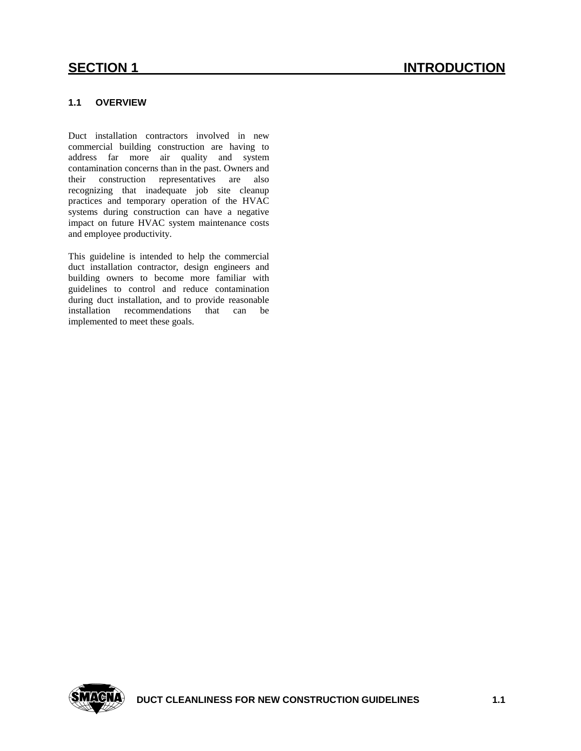# SECTION 1 INTRODUCTION

## 1.1 OVERVIEW

Duct installation contractors involved in new commercial building construction are having to address far more air quality and system contamination concerns than in the past. Owners and their construction representatives are also recognizing that inadequate job site cleanup practices and temporary operation of the HVAC systems during construction can have a negative impact on future HVAC system maintenance costs and employee productivity.

This guideline is intended to help the commercial duct installation contractor, design engineers and building owners to become more familiar with guidelines to control and reduce contamination during duct installation, and to provide reasonable installation recommendations that can be implemented to meet these goals.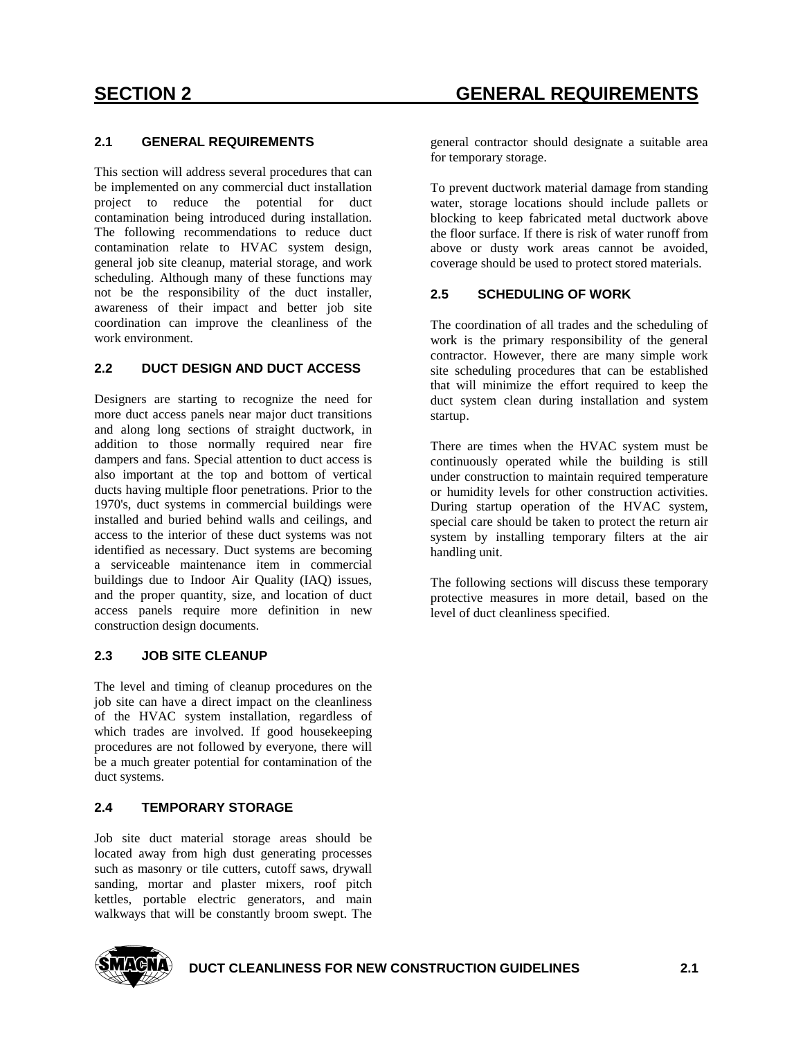# SECTION 2 GENERAL REQUIREMENTS

## 2.1 GENERAL REQUIREMENTS

This section will address several procedures that can be implemented on any commercial duct installation project to reduce the potential for duct contamination being introduced during installation. The following recommendations to reduce duct contamination relate to HVAC system design, general job site cleanup, material storage, and work scheduling. Although many of these functions may not be the responsibility of the duct installer, awareness of their impact and better job site coordination can improve the cleanliness of the work environment.

## 2.2 DUCT DESIGN AND DUCT ACCESS

Designers are starting to recognize the need for more duct access panels near major duct transitions and along long sections of straight ductwork, in addition to those normally required near fire dampers and fans. Special attention to duct access is also important at the top and bottom of vertical ducts having multiple floor penetrations. Prior to the 1970's, duct systems in commercial buildings were installed and buried behind walls and ceilings, and access to the interior of these duct systems was not identified as necessary. Duct systems are becoming a serviceable maintenance item in commercial buildings due to Indoor Air Quality (IAQ) issues, and the proper quantity, size, and location of duct access panels require more definition in new construction design documents.

## 2.3 JOB SITE CLEANUP

The level and timing of cleanup procedures on the job site can have a direct impact on the cleanliness of the HVAC system installation, regardless of which trades are involved. If good housekeeping procedures are not followed by everyone, there will be a much greater potential for contamination of the duct systems.

## 2.4 TEMPORARY STORAGE

Job site duct material storage areas should be located away from high dust generating processes such as masonry or tile cutters, cutoff saws, drywall sanding, mortar and plaster mixers, roof pitch kettles, portable electric generators, and main walkways that will be constantly broom swept. The general contractor should designate a suitable area for temporary storage.

To prevent ductwork material damage from standing water, storage locations should include pallets or blocking to keep fabricated metal ductwork above the floor surface. If there is risk of water runoff from above or dusty work areas cannot be avoided, coverage should be used to protect stored materials.

## 2.5 SCHEDULING OF WORK

The coordination of all trades and the scheduling of work is the primary responsibility of the general contractor. However, there are many simple work site scheduling procedures that can be established that will minimize the effort required to keep the duct system clean during installation and system startup.

There are times when the HVAC system must be continuously operated while the building is still under construction to maintain required temperature or humidity levels for other construction activities. During startup operation of the HVAC system, special care should be taken to protect the return air system by installing temporary filters at the air handling unit.

The following sections will discuss these temporary protective measures in more detail, based on the level of duct cleanliness specified.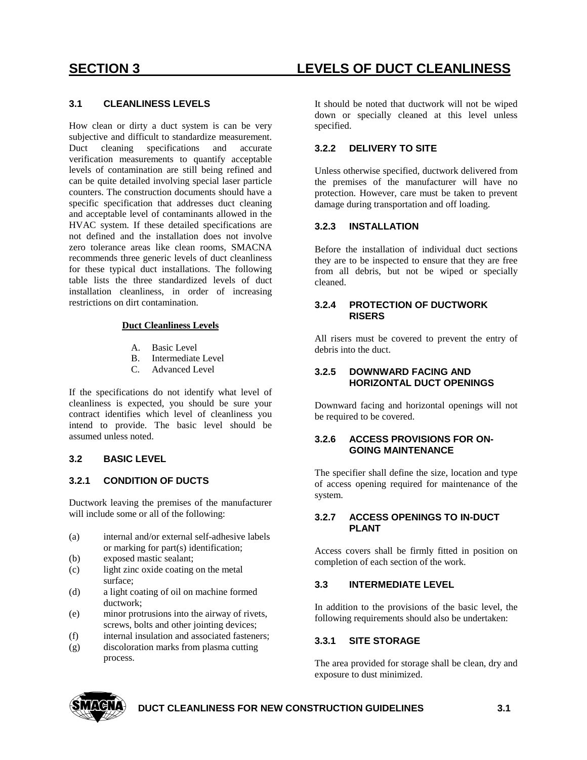# SECTION 3 LEVELS OF DUCT CLEANLINESS

## 3.1 CLEANLINESS LEVELS

How clean or dirty a duct system is can be very subjective and difficult to standardize measurement. Duct cleaning specifications and accurate verification measurements to quantify acceptable levels of contamination are still being refined and can be quite detailed involving special laser particle counters. The construction documents should have a specific specification that addresses duct cleaning and acceptable level of contaminants allowed in the HVAC system. If these detailed specifications are not defined and the installation does not involve zero tolerance areas like clean rooms, SMACNA recommends three generic levels of duct cleanliness for these typical duct installations. The following table lists the three standardized levels of duct installation cleanliness, in order of increasing restrictions on dirt contamination.

**Duct Cleanliness Levels**

A. Basic Level
B. Intermediate Level
C. Advanced Level

If the specifications do not identify what level of cleanliness is expected, you should be sure your contract identifies which level of cleanliness you intend to provide. The basic level should be assumed unless noted.

## 3.2 BASIC LEVEL

### 3.2.1 CONDITION OF DUCTS

Ductwork leaving the premises of the manufacturer will include some or all of the following:

(a) internal and/or external self-adhesive labels or marking for part(s) identification;
(b) exposed mastic sealant;
(c) light zinc oxide coating on the metal surface;
(d) a light coating of oil on machine formed ductwork;
(e) minor protrusions into the airway of rivets, screws, bolts and other jointing devices;
(f) internal insulation and associated fasteners;
(g) discoloration marks from plasma cutting process.

It should be noted that ductwork will not be wiped down or specially cleaned at this level unless specified.

### 3.2.2 DELIVERY TO SITE

Unless otherwise specified, ductwork delivered from the premises of the manufacturer will have no protection. However, care must be taken to prevent damage during transportation and off loading.

### 3.2.3 INSTALLATION

Before the installation of individual duct sections they are to be inspected to ensure that they are free from all debris, but not be wiped or specially cleaned.

### 3.2.4 PROTECTION OF DUCTWORK RISERS

All risers must be covered to prevent the entry of debris into the duct.

### 3.2.5 DOWNWARD FACING AND HORIZONTAL DUCT OPENINGS

Downward facing and horizontal openings will not be required to be covered.

### 3.2.6 ACCESS PROVISIONS FOR ON-GOING MAINTENANCE

The specifier shall define the size, location and type of access opening required for maintenance of the system.

### 3.2.7 ACCESS OPENINGS TO IN-DUCT PLANT

Access covers shall be firmly fitted in position on completion of each section of the work.

## 3.3 INTERMEDIATE LEVEL

In addition to the provisions of the basic level, the following requirements should also be undertaken:

### 3.3.1 SITE STORAGE

The area provided for storage shall be clean, dry and exposure to dust minimized.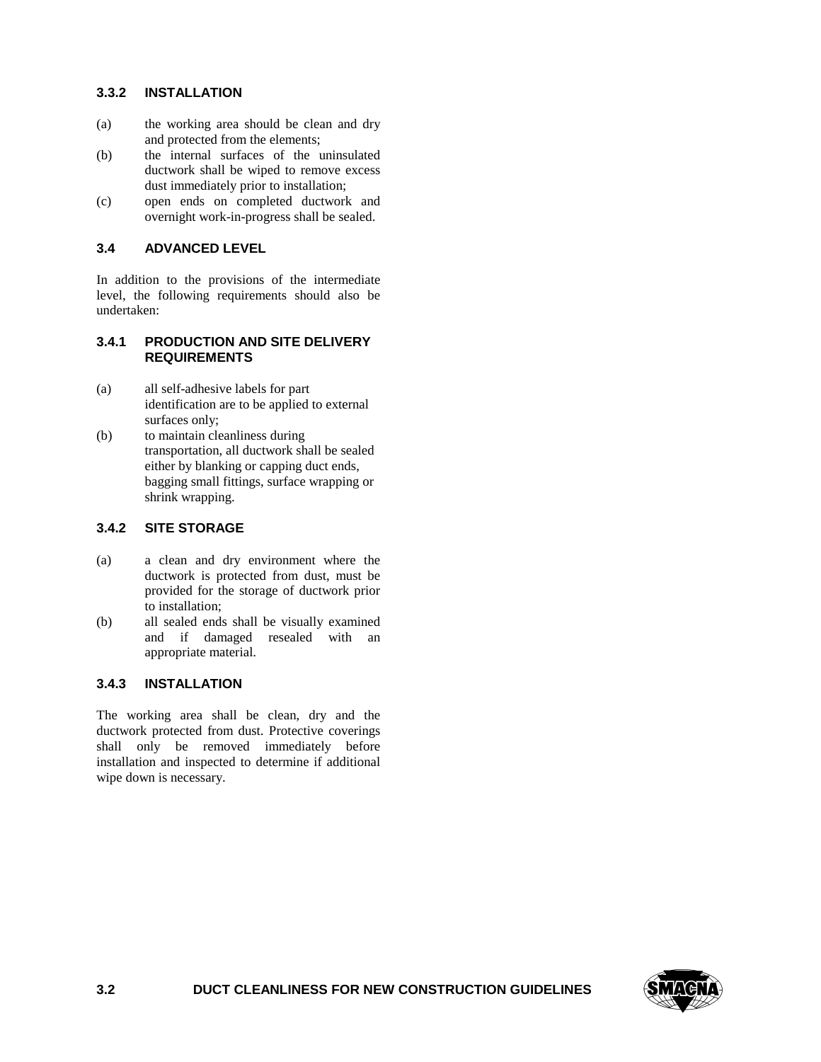### 3.3.2 INSTALLATION

(a) the working area should be clean and dry and protected from the elements;

(b) the internal surfaces of the uninsulated ductwork shall be wiped to remove excess dust immediately prior to installation;

(c) open ends on completed ductwork and overnight work-in-progress shall be sealed.

## 3.4 ADVANCED LEVEL

In addition to the provisions of the intermediate level, the following requirements should also be undertaken:

### 3.4.1 PRODUCTION AND SITE DELIVERY REQUIREMENTS

(a) all self-adhesive labels for part identification are to be applied to external surfaces only;

(b) to maintain cleanliness during transportation, all ductwork shall be sealed either by blanking or capping duct ends, bagging small fittings, surface wrapping or shrink wrapping.

### 3.4.2 SITE STORAGE

(a) a clean and dry environment where the ductwork is protected from dust, must be provided for the storage of ductwork prior to installation;

(b) all sealed ends shall be visually examined and if damaged resealed with an appropriate material.

### 3.4.3 INSTALLATION

The working area shall be clean, dry and the ductwork protected from dust. Protective coverings shall only be removed immediately before installation and inspected to determine if additional wipe down is necessary.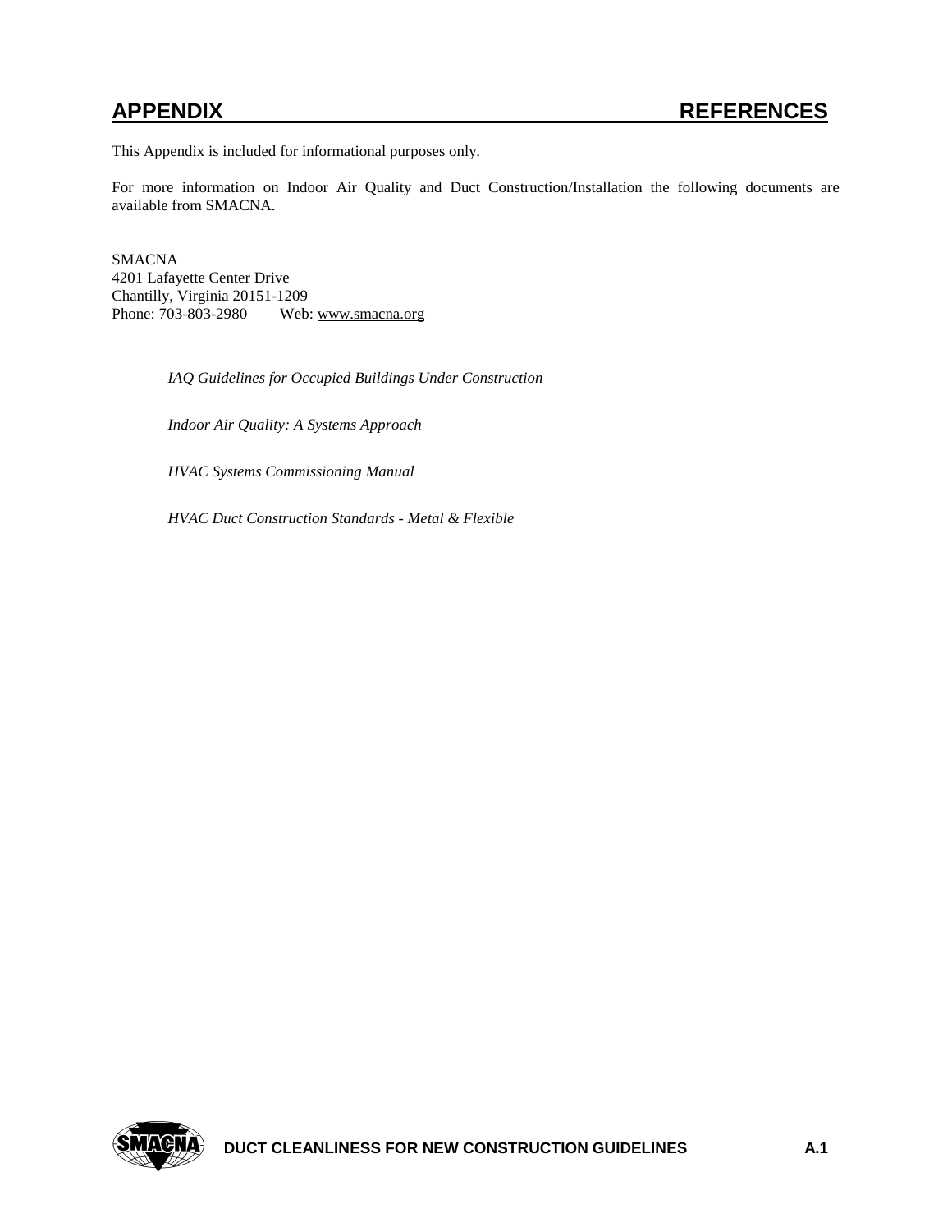## APPENDIX REFERENCES

This Appendix is included for informational purposes only.

For more information on Indoor Air Quality and Duct Construction/Installation the following documents are available from SMACNA.

SMACNA
4201 Lafayette Center Drive
Chantilly, Virginia 20151-1209
Phone: 703-803-2980 Web: www.smacna.org

*IAQ Guidelines for Occupied Buildings Under Construction*

*Indoor Air Quality: A Systems Approach*

*HVAC Systems Commissioning Manual*

*HVAC Duct Construction Standards - Metal & Flexible*